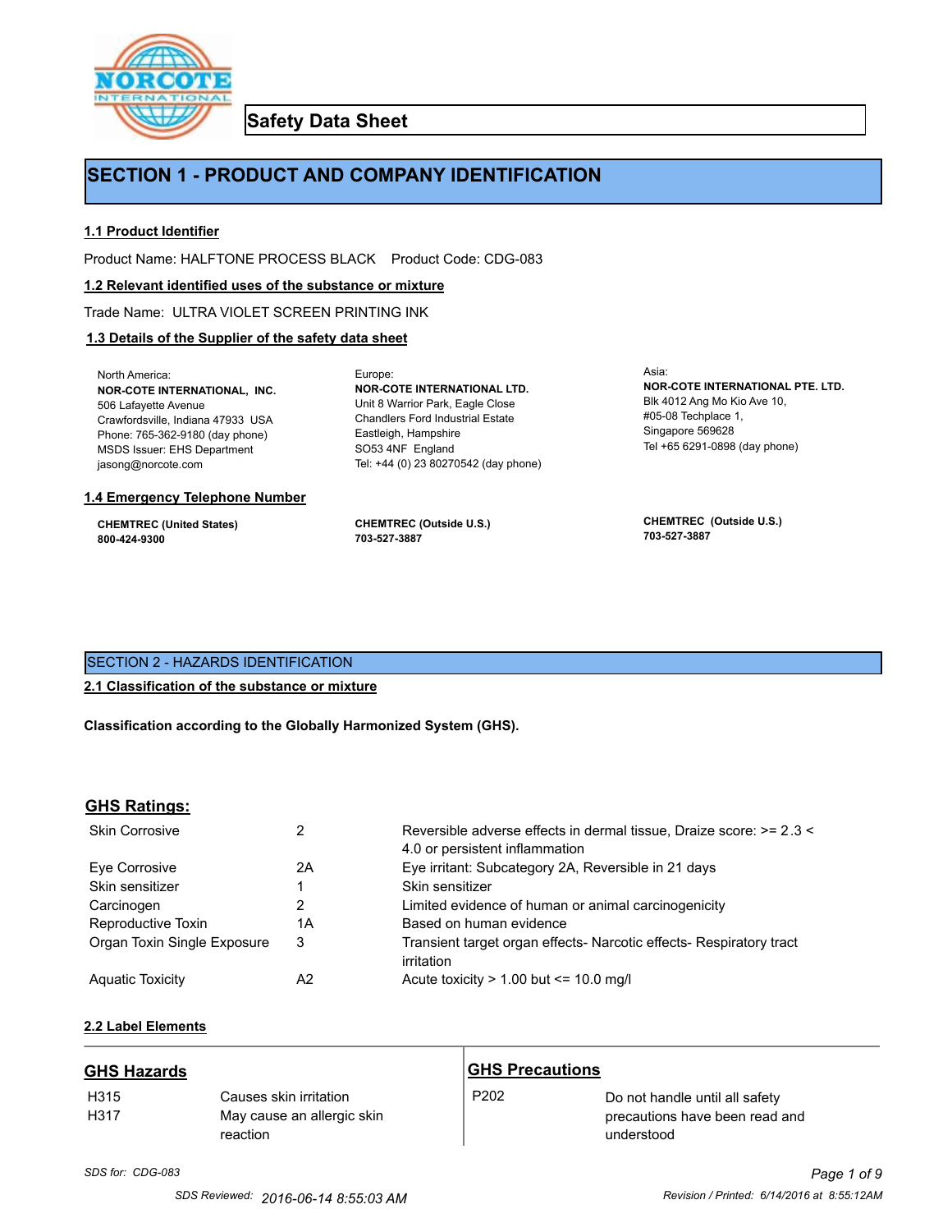# Safety Data Sheet

## SECTION 1 - PRODUCT AND COMPANY IDENTIFICATION

### 1.1 Product Identifier

Product Name: HALFTONE PROCESS BLACK    Product Code: CDG-083

### 1.2 Relevant identified uses of the substance or mixture

Trade Name: ULTRA VIOLET SCREEN PRINTING INK

### 1.3 Details of the Supplier of the safety data sheet

North America:
**NOR-COTE INTERNATIONAL, INC.**
506 Lafayette Avenue
Crawfordsville, Indiana 47933 USA
Phone: 765-362-9180 (day phone)
MSDS Issuer: EHS Department
jasong@norcote.com

Europe:
**NOR-COTE INTERNATIONAL LTD.**
Unit 8 Warrior Park, Eagle Close
Chandlers Ford Industrial Estate
Eastleigh, Hampshire
SO53 4NF England
Tel: +44 (0) 23 80270542 (day phone)

Asia:
**NOR-COTE INTERNATIONAL PTE. LTD.**
Blk 4012 Ang Mo Kio Ave 10,
#05-08 Techplace 1,
Singapore 569628
Tel +65 6291-0898 (day phone)

### 1.4 Emergency Telephone Number

**CHEMTREC (United States)**
**800-424-9300**

**CHEMTREC (Outside U.S.)**
**703-527-3887**

**CHEMTREC (Outside U.S.)**
**703-527-3887**

## SECTION 2 - HAZARDS IDENTIFICATION

### 2.1 Classification of the substance or mixture

**Classification according to the Globally Harmonized System (GHS).**

### GHS Ratings:

| | | |
|---|---|---|
| Skin Corrosive | 2 | Reversible adverse effects in dermal tissue, Draize score: >= 2.3 < 4.0 or persistent inflammation |
| Eye Corrosive | 2A | Eye irritant: Subcategory 2A, Reversible in 21 days |
| Skin sensitizer | 1 | Skin sensitizer |
| Carcinogen | 2 | Limited evidence of human or animal carcinogenicity |
| Reproductive Toxin | 1A | Based on human evidence |
| Organ Toxin Single Exposure | 3 | Transient target organ effects- Narcotic effects- Respiratory tract irritation |
| Aquatic Toxicity | A2 | Acute toxicity > 1.00 but <= 10.0 mg/l |

### 2.2 Label Elements

**GHS Hazards**

| | |
|---|---|
| H315 | Causes skin irritation |
| H317 | May cause an allergic skin reaction |

**GHS Precautions**

| | |
|---|---|
| P202 | Do not handle until all safety precautions have been read and understood |

*SDS for: CDG-083*

SDS Reviewed: 2016-06-14 8:55:03 AM    Revision / Printed: 6/14/2016 at 8:55:12AM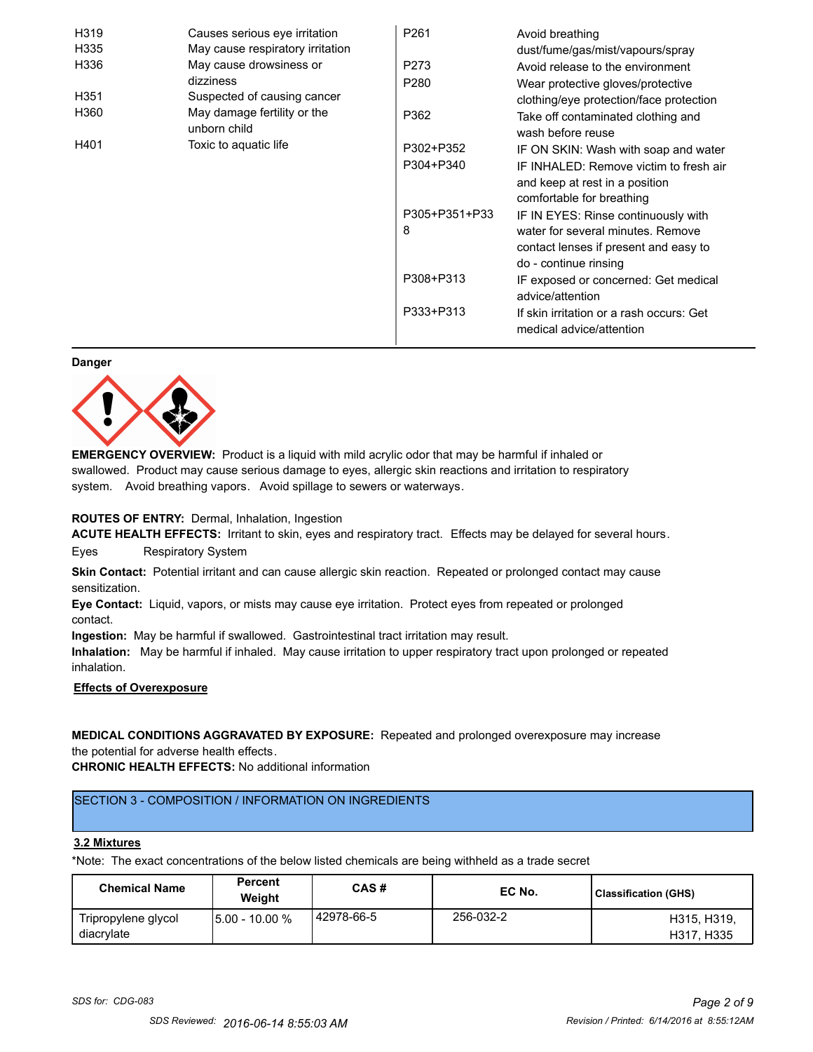| | | | |
|---|---|---|---|
| H319 | Causes serious eye irritation | P261 | Avoid breathing dust/fume/gas/mist/vapours/spray |
| H335 | May cause respiratory irritation | P273 | Avoid release to the environment |
| H336 | May cause drowsiness or dizziness | P280 | Wear protective gloves/protective clothing/eye protection/face protection |
| H351 | Suspected of causing cancer | P362 | Take off contaminated clothing and wash before reuse |
| H360 | May damage fertility or the unborn child | P302+P352 | IF ON SKIN: Wash with soap and water |
| H401 | Toxic to aquatic life | P304+P340 | IF INHALED: Remove victim to fresh air and keep at rest in a position comfortable for breathing |
| | | P305+P351+P338 | IF IN EYES: Rinse continuously with water for several minutes. Remove contact lenses if present and easy to do - continue rinsing |
| | | P308+P313 | IF exposed or concerned: Get medical advice/attention |
| | | P333+P313 | If skin irritation or a rash occurs: Get medical advice/attention |

**Danger**

**EMERGENCY OVERVIEW:** Product is a liquid with mild acrylic odor that may be harmful if inhaled or swallowed. Product may cause serious damage to eyes, allergic skin reactions and irritation to respiratory system. Avoid breathing vapors. Avoid spillage to sewers or waterways.

**ROUTES OF ENTRY:** Dermal, Inhalation, Ingestion

**ACUTE HEALTH EFFECTS:** Irritant to skin, eyes and respiratory tract. Effects may be delayed for several hours.

Eyes Respiratory System

**Skin Contact:** Potential irritant and can cause allergic skin reaction. Repeated or prolonged contact may cause sensitization.

**Eye Contact:** Liquid, vapors, or mists may cause eye irritation. Protect eyes from repeated or prolonged contact.

**Ingestion:** May be harmful if swallowed. Gastrointestinal tract irritation may result.

**Inhalation:** May be harmful if inhaled. May cause irritation to upper respiratory tract upon prolonged or repeated inhalation.

**Effects of Overexposure**

**MEDICAL CONDITIONS AGGRAVATED BY EXPOSURE:** Repeated and prolonged overexposure may increase the potential for adverse health effects.

**CHRONIC HEALTH EFFECTS:** No additional information

## SECTION 3 - COMPOSITION / INFORMATION ON INGREDIENTS

### 3.2 Mixtures

*Note: The exact concentrations of the below listed chemicals are being withheld as a trade secret

| Chemical Name | Percent Weight | CAS # | EC No. | Classification (GHS) |
|---|---|---|---|---|
| Tripropylene glycol diacrylate | 5.00 - 10.00 % | 42978-66-5 | 256-032-2 | H315, H319, H317, H335 |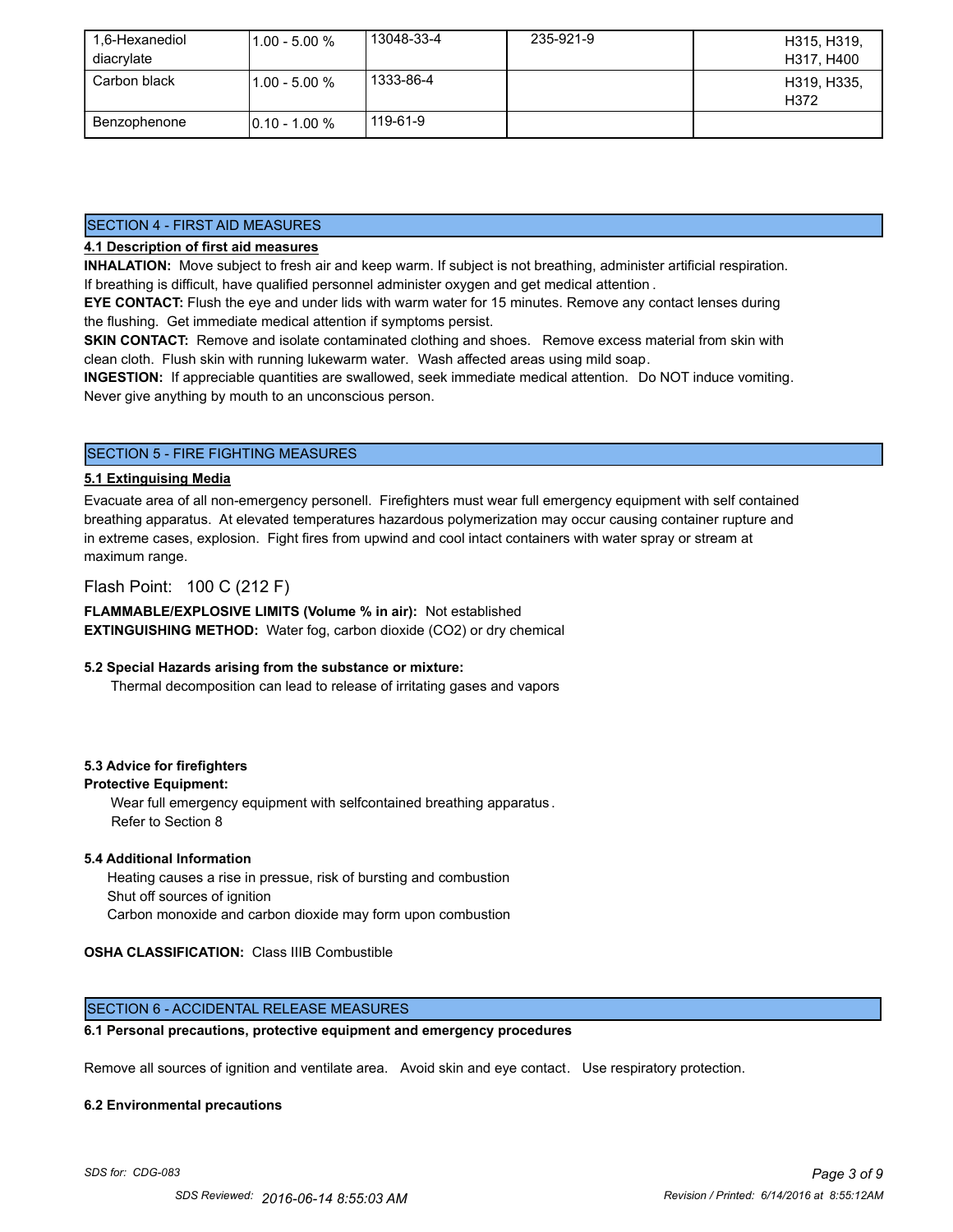| 1,6-Hexanediol diacrylate | 1.00 - 5.00 % | 13048-33-4 | 235-921-9 | H315, H319, H317, H400 |
|---|---|---|---|---|
| Carbon black | 1.00 - 5.00 % | 1333-86-4 | | H319, H335, H372 |
| Benzophenone | 0.10 - 1.00 % | 119-61-9 | | |

## SECTION 4 - FIRST AID MEASURES

**4.1 Description of first aid measures**

**INHALATION:** Move subject to fresh air and keep warm. If subject is not breathing, administer artificial respiration. If breathing is difficult, have qualified personnel administer oxygen and get medical attention.

**EYE CONTACT:** Flush the eye and under lids with warm water for 15 minutes. Remove any contact lenses during the flushing. Get immediate medical attention if symptoms persist.

**SKIN CONTACT:** Remove and isolate contaminated clothing and shoes. Remove excess material from skin with clean cloth. Flush skin with running lukewarm water. Wash affected areas using mild soap.

**INGESTION:** If appreciable quantities are swallowed, seek immediate medical attention. Do NOT induce vomiting. Never give anything by mouth to an unconscious person.

## SECTION 5 - FIRE FIGHTING MEASURES

**5.1 Extinguising Media**

Evacuate area of all non-emergency personell. Firefighters must wear full emergency equipment with self contained breathing apparatus. At elevated temperatures hazardous polymerization may occur causing container rupture and in extreme cases, explosion. Fight fires from upwind and cool intact containers with water spray or stream at maximum range.

Flash Point: 100 C (212 F)

**FLAMMABLE/EXPLOSIVE LIMITS (Volume % in air):** Not established

**EXTINGUISHING METHOD:** Water fog, carbon dioxide ($CO_2$) or dry chemical

**5.2 Special Hazards arising from the substance or mixture:**

Thermal decomposition can lead to release of irritating gases and vapors

**5.3 Advice for firefighters**

**Protective Equipment:**

Wear full emergency equipment with selfcontained breathing apparatus.
Refer to Section 8

**5.4 Additional Information**

Heating causes a rise in pressue, risk of bursting and combustion
Shut off sources of ignition
Carbon monoxide and carbon dioxide may form upon combustion

**OSHA CLASSIFICATION:** Class IIIB Combustible

## SECTION 6 - ACCIDENTAL RELEASE MEASURES

**6.1 Personal precautions, protective equipment and emergency procedures**

Remove all sources of ignition and ventilate area. Avoid skin and eye contact. Use respiratory protection.

**6.2 Environmental precautions**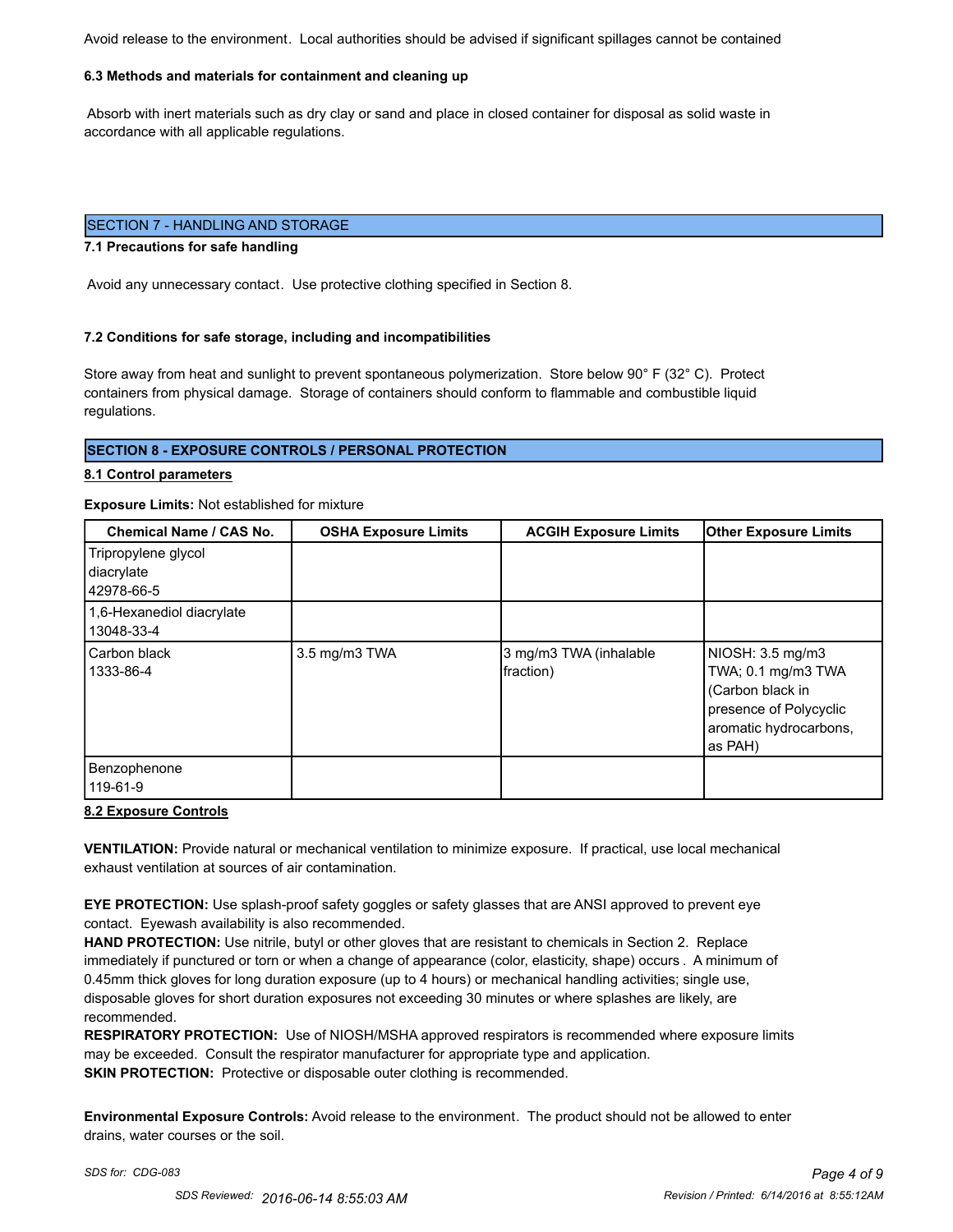Avoid release to the environment.  Local authorities should be advised if significant spillages cannot be contained

**6.3 Methods and materials for containment and cleaning up**

Absorb with inert materials such as dry clay or sand and place in closed container for disposal as solid waste in accordance with all applicable regulations.

## SECTION 7 - HANDLING AND STORAGE

**7.1 Precautions for safe handling**

Avoid any unnecessary contact.  Use protective clothing specified in Section 8.

**7.2 Conditions for safe storage, including and incompatibilities**

Store away from heat and sunlight to prevent spontaneous polymerization.  Store below 90° F (32° C).  Protect containers from physical damage.  Storage of containers should conform to flammable and combustible liquid regulations.

## SECTION 8 - EXPOSURE CONTROLS / PERSONAL PROTECTION

**8.1 Control parameters**

**Exposure Limits:** Not established for mixture

| Chemical Name / CAS No. | OSHA Exposure Limits | ACGIH Exposure Limits | Other Exposure Limits |
|---|---|---|---|
| Tripropylene glycol diacrylate 42978-66-5 | | | |
| 1,6-Hexanediol diacrylate 13048-33-4 | | | |
| Carbon black 1333-86-4 | 3.5 mg/m3 TWA | 3 mg/m3 TWA (inhalable fraction) | NIOSH: 3.5 mg/m3 TWA; 0.1 mg/m3 TWA (Carbon black in presence of Polycyclic aromatic hydrocarbons, as PAH) |
| Benzophenone 119-61-9 | | | |

**8.2 Exposure Controls**

**VENTILATION:** Provide natural or mechanical ventilation to minimize exposure.  If practical, use local mechanical exhaust ventilation at sources of air contamination.

**EYE PROTECTION:** Use splash-proof safety goggles or safety glasses that are ANSI approved to prevent eye contact.  Eyewash availability is also recommended.
**HAND PROTECTION:** Use nitrile, butyl or other gloves that are resistant to chemicals in Section 2.  Replace immediately if punctured or torn or when a change of appearance (color, elasticity, shape) occurs .  A minimum of 0.45mm thick gloves for long duration exposure (up to 4 hours) or mechanical handling activities; single use, disposable gloves for short duration exposures not exceeding 30 minutes or where splashes are likely, are recommended.
**RESPIRATORY PROTECTION:**  Use of NIOSH/MSHA approved respirators is recommended where exposure limits may be exceeded.  Consult the respirator manufacturer for appropriate type and application.
**SKIN PROTECTION:**  Protective or disposable outer clothing is recommended.

**Environmental Exposure Controls:** Avoid release to the environment.  The product should not be allowed to enter drains, water courses or the soil.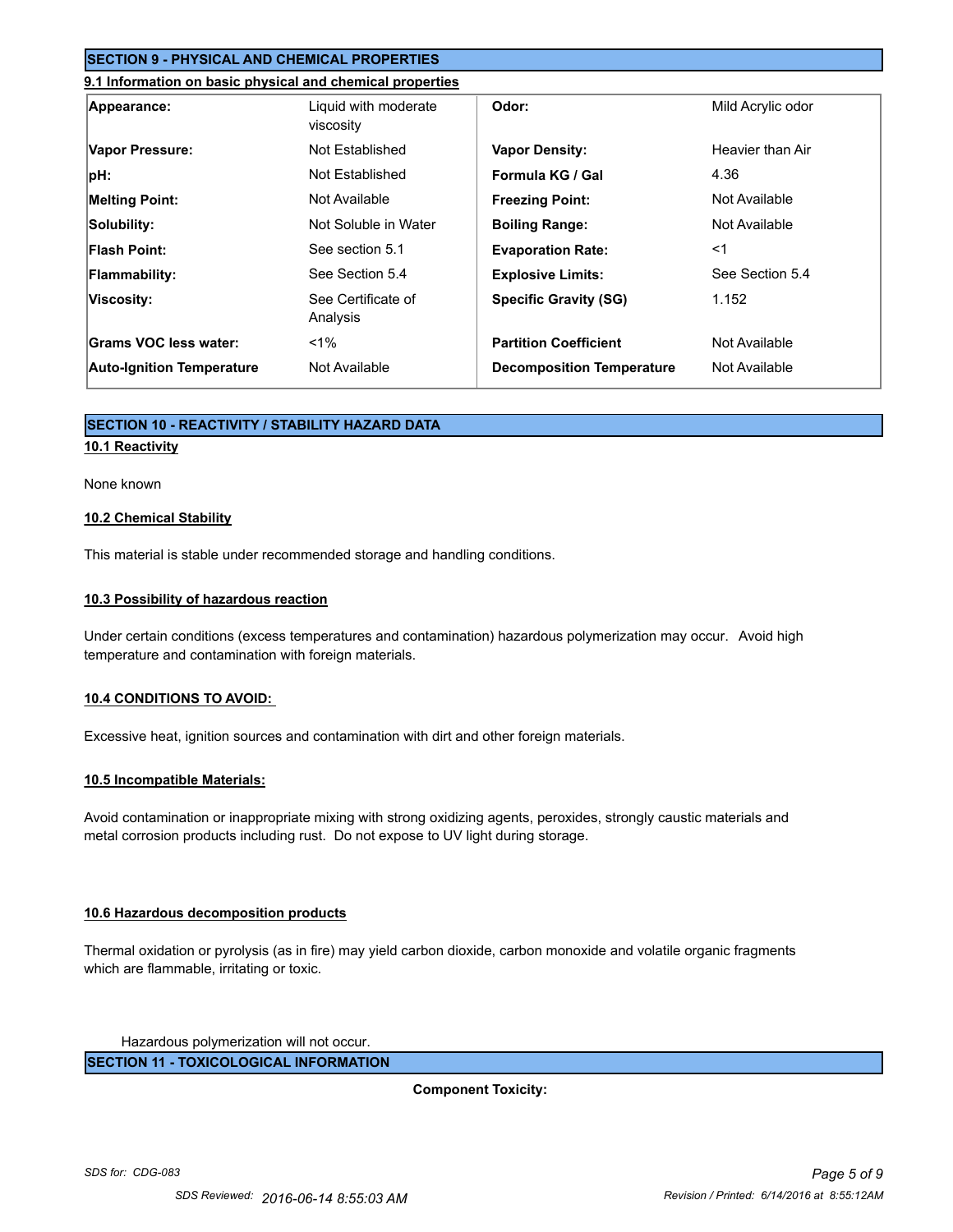## SECTION 9 - PHYSICAL AND CHEMICAL PROPERTIES

### 9.1 Information on basic physical and chemical properties

| | | | |
|---|---|---|---|
| **Appearance:** | Liquid with moderate viscosity | **Odor:** | Mild Acrylic odor |
| **Vapor Pressure:** | Not Established | **Vapor Density:** | Heavier than Air |
| **pH:** | Not Established | **Formula KG / Gal** | 4.36 |
| **Melting Point:** | Not Available | **Freezing Point:** | Not Available |
| **Solubility:** | Not Soluble in Water | **Boiling Range:** | Not Available |
| **Flash Point:** | See section 5.1 | **Evaporation Rate:** | <1 |
| **Flammability:** | See Section 5.4 | **Explosive Limits:** | See Section 5.4 |
| **Viscosity:** | See Certificate of Analysis | **Specific Gravity (SG)** | 1.152 |
| **Grams VOC less water:** | <1% | **Partition Coefficient** | Not Available |
| **Auto-Ignition Temperature** | Not Available | **Decomposition Temperature** | Not Available |

## SECTION 10 - REACTIVITY / STABILITY HAZARD DATA

### 10.1 Reactivity

None known

### 10.2 Chemical Stability

This material is stable under recommended storage and handling conditions.

### 10.3 Possibility of hazardous reaction

Under certain conditions (excess temperatures and contamination) hazardous polymerization may occur. Avoid high temperature and contamination with foreign materials.

### 10.4 CONDITIONS TO AVOID:

Excessive heat, ignition sources and contamination with dirt and other foreign materials.

### 10.5 Incompatible Materials:

Avoid contamination or inappropriate mixing with strong oxidizing agents, peroxides, strongly caustic materials and metal corrosion products including rust. Do not expose to UV light during storage.

### 10.6 Hazardous decomposition products

Thermal oxidation or pyrolysis (as in fire) may yield carbon dioxide, carbon monoxide and volatile organic fragments which are flammable, irritating or toxic.

Hazardous polymerization will not occur.

## SECTION 11 - TOXICOLOGICAL INFORMATION

**Component Toxicity:**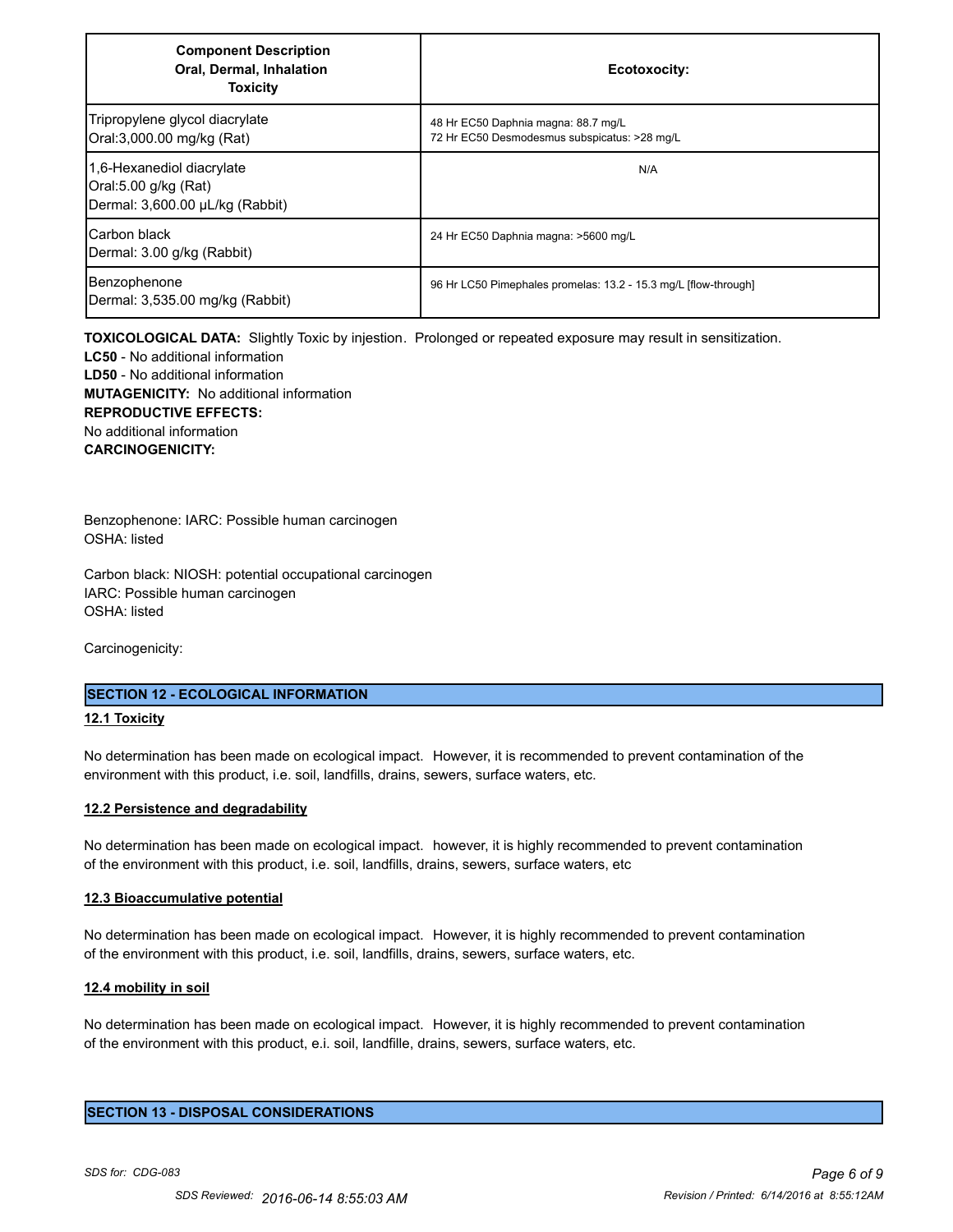| Component Description Oral, Dermal, Inhalation Toxicity | Ecotoxocity: |
|---|---|
| Tripropylene glycol diacrylate<br>Oral:3,000.00 mg/kg (Rat) | 48 Hr EC50 Daphnia magna: 88.7 mg/L<br>72 Hr EC50 Desmodesmus subspicatus: >28 mg/L |
| 1,6-Hexanediol diacrylate<br>Oral:5.00 g/kg (Rat)<br>Dermal: 3,600.00 µL/kg (Rabbit) | N/A |
| Carbon black<br>Dermal: 3.00 g/kg (Rabbit) | 24 Hr EC50 Daphnia magna: >5600 mg/L |
| Benzophenone<br>Dermal: 3,535.00 mg/kg (Rabbit) | 96 Hr LC50 Pimephales promelas: 13.2 - 15.3 mg/L [flow-through] |

**TOXICOLOGICAL DATA:** Slightly Toxic by injection. Prolonged or repeated exposure may result in sensitization.

**LC50** - No additional information

**LD50** - No additional information

**MUTAGENICITY:** No additional information

**REPRODUCTIVE EFFECTS:**

No additional information

**CARCINOGENICITY:**

Benzophenone: IARC: Possible human carcinogen
OSHA: listed

Carbon black: NIOSH: potential occupational carcinogen
IARC: Possible human carcinogen
OSHA: listed

Carcinogenicity:

## SECTION 12 - ECOLOGICAL INFORMATION

### 12.1 Toxicity

No determination has been made on ecological impact. However, it is recommended to prevent contamination of the environment with this product, i.e. soil, landfills, drains, sewers, surface waters, etc.

### 12.2 Persistence and degradability

No determination has been made on ecological impact. however, it is highly recommended to prevent contamination of the environment with this product, i.e. soil, landfills, drains, sewers, surface waters, etc

### 12.3 Bioaccumulative potential

No determination has been made on ecological impact. However, it is highly recommended to prevent contamination of the environment with this product, i.e. soil, landfills, drains, sewers, surface waters, etc.

### 12.4 mobility in soil

No determination has been made on ecological impact. However, it is highly recommended to prevent contamination of the environment with this product, e.i. soil, landfille, drains, sewers, surface waters, etc.

## SECTION 13 - DISPOSAL CONSIDERATIONS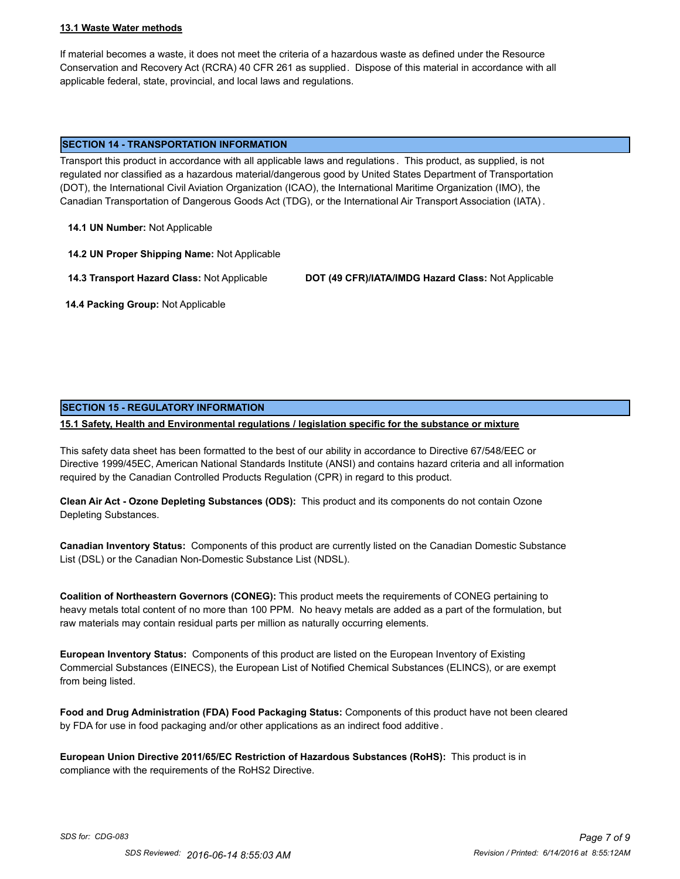#### 13.1 Waste Water methods

If material becomes a waste, it does not meet the criteria of a hazardous waste as defined under the Resource Conservation and Recovery Act (RCRA) 40 CFR 261 as supplied. Dispose of this material in accordance with all applicable federal, state, provincial, and local laws and regulations.

## SECTION 14 - TRANSPORTATION INFORMATION

Transport this product in accordance with all applicable laws and regulations. This product, as supplied, is not regulated nor classified as a hazardous material/dangerous good by United States Department of Transportation (DOT), the International Civil Aviation Organization (ICAO), the International Maritime Organization (IMO), the Canadian Transportation of Dangerous Goods Act (TDG), or the International Air Transport Association (IATA).

**14.1 UN Number:** Not Applicable

**14.2 UN Proper Shipping Name:** Not Applicable

**14.3 Transport Hazard Class:** Not Applicable **DOT (49 CFR)/IATA/IMDG Hazard Class:** Not Applicable

**14.4 Packing Group:** Not Applicable

## SECTION 15 - REGULATORY INFORMATION

#### 15.1 Safety, Health and Environmental regulations / legislation specific for the substance or mixture

This safety data sheet has been formatted to the best of our ability in accordance to Directive 67/548/EEC or Directive 1999/45EC, American National Standards Institute (ANSI) and contains hazard criteria and all information required by the Canadian Controlled Products Regulation (CPR) in regard to this product.

**Clean Air Act - Ozone Depleting Substances (ODS):** This product and its components do not contain Ozone Depleting Substances.

**Canadian Inventory Status:** Components of this product are currently listed on the Canadian Domestic Substance List (DSL) or the Canadian Non-Domestic Substance List (NDSL).

**Coalition of Northeastern Governors (CONEG):** This product meets the requirements of CONEG pertaining to heavy metals total content of no more than 100 PPM. No heavy metals are added as a part of the formulation, but raw materials may contain residual parts per million as naturally occurring elements.

**European Inventory Status:** Components of this product are listed on the European Inventory of Existing Commercial Substances (EINECS), the European List of Notified Chemical Substances (ELINCS), or are exempt from being listed.

**Food and Drug Administration (FDA) Food Packaging Status:** Components of this product have not been cleared by FDA for use in food packaging and/or other applications as an indirect food additive.

**European Union Directive 2011/65/EC Restriction of Hazardous Substances (RoHS):** This product is in compliance with the requirements of the RoHS2 Directive.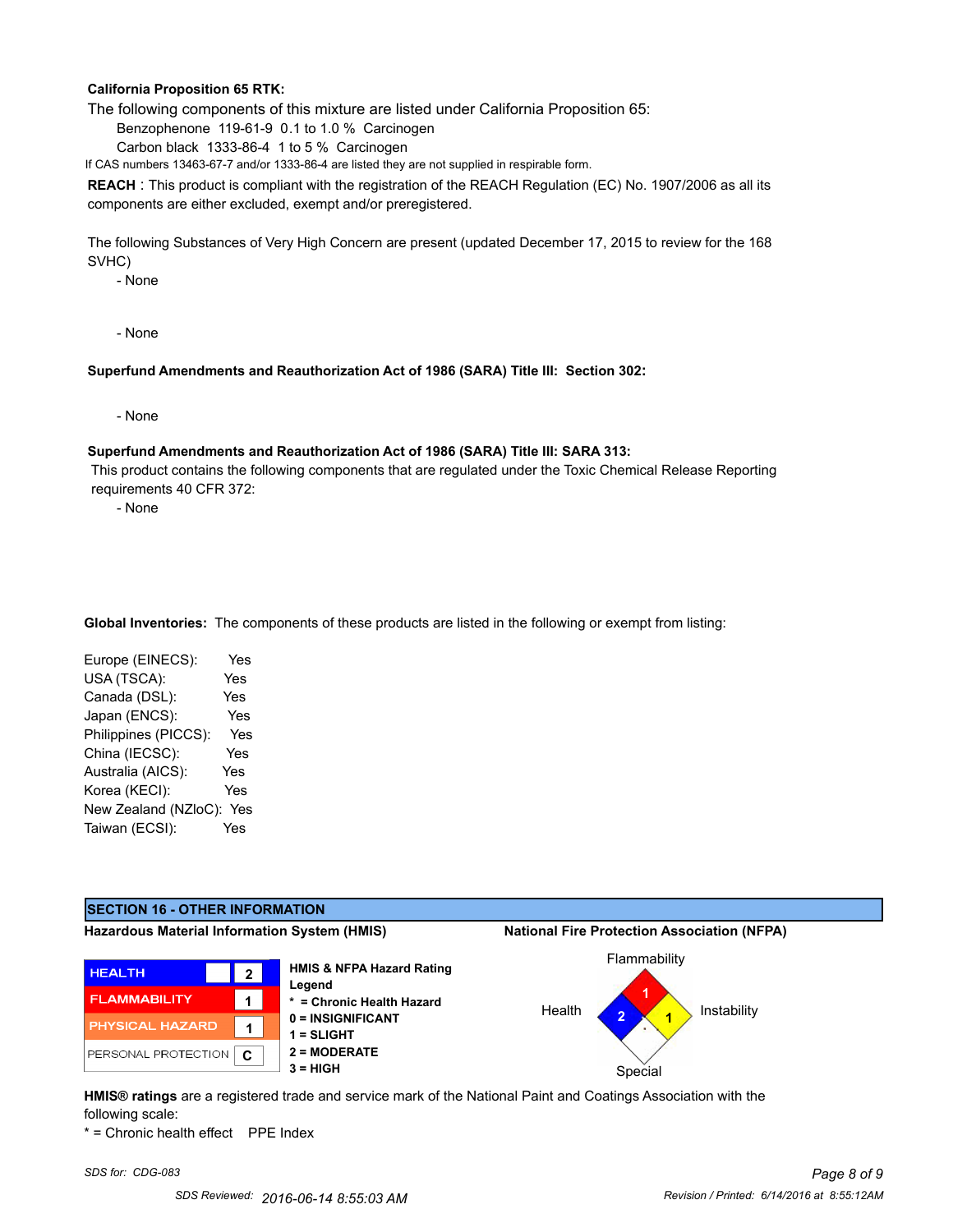**California Proposition 65 RTK:**

The following components of this mixture are listed under California Proposition 65:

Benzophenone 119-61-9 0.1 to 1.0 % Carcinogen

Carbon black 1333-86-4 1 to 5 % Carcinogen

If CAS numbers 13463-67-7 and/or 1333-86-4 are listed they are not supplied in respirable form.

**REACH** : This product is compliant with the registration of the REACH Regulation (EC) No. 1907/2006 as all its components are either excluded, exempt and/or preregistered.

The following Substances of Very High Concern are present (updated December 17, 2015 to review for the 168 SVHC)

- None

- None

**Superfund Amendments and Reauthorization Act of 1986 (SARA) Title III: Section 302:**

- None

**Superfund Amendments and Reauthorization Act of 1986 (SARA) Title III: SARA 313:**

This product contains the following components that are regulated under the Toxic Chemical Release Reporting requirements 40 CFR 372:

- None

**Global Inventories:** The components of these products are listed in the following or exempt from listing:

| | |
|---|---|
| Europe (EINECS): | Yes |
| USA (TSCA): | Yes |
| Canada (DSL): | Yes |
| Japan (ENCS): | Yes |
| Philippines (PICCS): | Yes |
| China (IECSC): | Yes |
| Australia (AICS): | Yes |
| Korea (KECI): | Yes |
| New Zealand (NZloC): | Yes |
| Taiwan (ECSI): | Yes |

## SECTION 16 - OTHER INFORMATION

**Hazardous Material Information System (HMIS)**

| | | |
|---|---|---|
| HEALTH | | 2 |
| FLAMMABILITY | | 1 |
| PHYSICAL HAZARD | | 1 |
| PERSONAL PROTECTION | | C |

**HMIS & NFPA Hazard Rating Legend**

**\* = Chronic Health Hazard**

**0 = INSIGNIFICANT**

**1 = SLIGHT**

**2 = MODERATE**

**3 = HIGH**

**National Fire Protection Association (NFPA)**

Flammability: 1

Health: 2

Instability: 1

Special:

**HMIS® ratings** are a registered trade and service mark of the National Paint and Coatings Association with the following scale:

* = Chronic health effect PPE Index

*SDS for: CDG-083*

SDS Reviewed: 2016-06-14 8:55:03 AM

Revision / Printed: 6/14/2016 at 8:55:12AM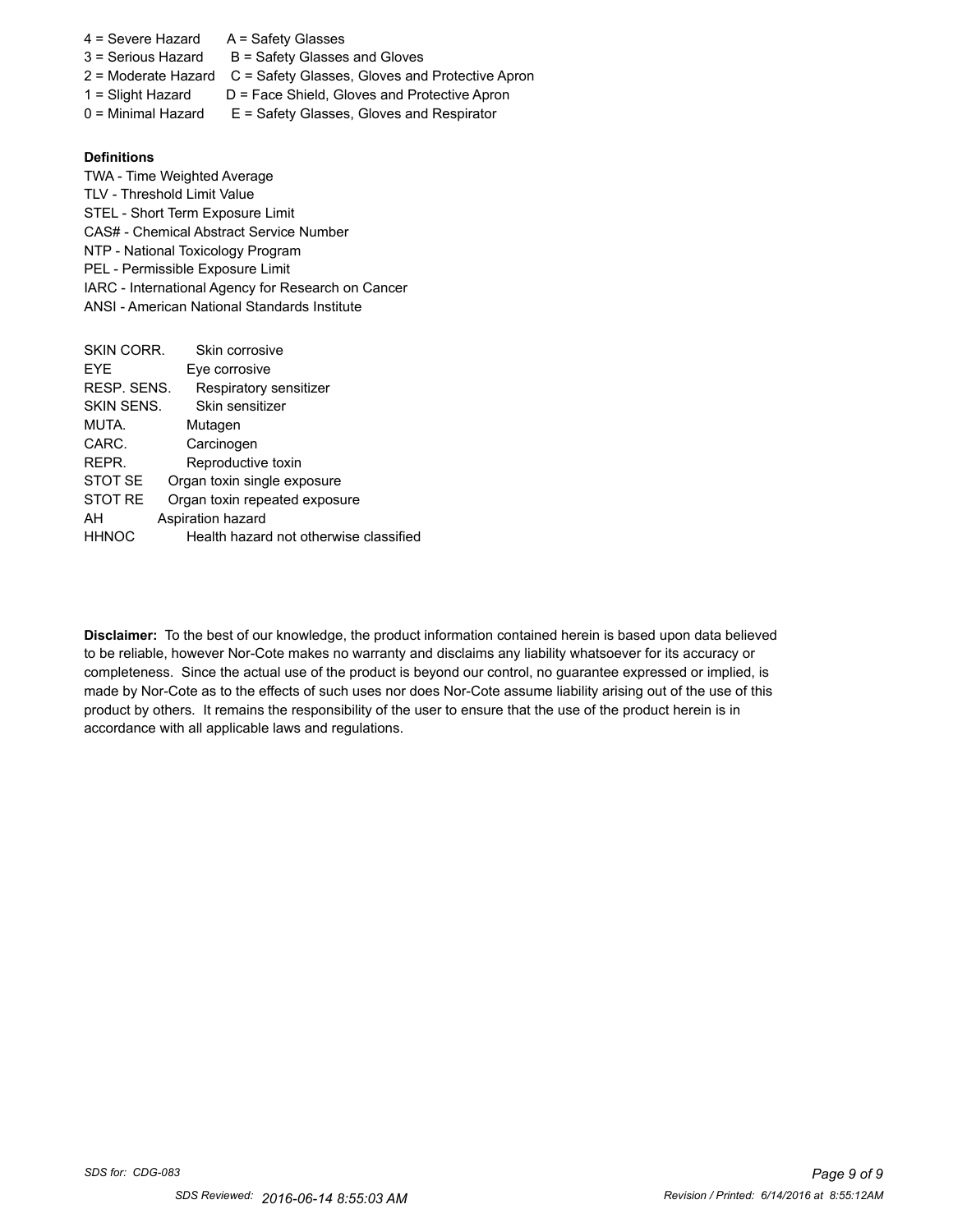| | |
|---|---|
| 4 = Severe Hazard | A = Safety Glasses |
| 3 = Serious Hazard | B = Safety Glasses and Gloves |
| 2 = Moderate Hazard | C = Safety Glasses, Gloves and Protective Apron |
| 1 = Slight Hazard | D = Face Shield, Gloves and Protective Apron |
| 0 = Minimal Hazard | E = Safety Glasses, Gloves and Respirator |

**Definitions**

TWA - Time Weighted Average
TLV - Threshold Limit Value
STEL - Short Term Exposure Limit
CAS# - Chemical Abstract Service Number
NTP - National Toxicology Program
PEL - Permissible Exposure Limit
IARC - International Agency for Research on Cancer
ANSI - American National Standards Institute

| | |
|---|---|
| SKIN CORR. | Skin corrosive |
| EYE | Eye corrosive |
| RESP. SENS. | Respiratory sensitizer |
| SKIN SENS. | Skin sensitizer |
| MUTA. | Mutagen |
| CARC. | Carcinogen |
| REPR. | Reproductive toxin |
| STOT SE | Organ toxin single exposure |
| STOT RE | Organ toxin repeated exposure |
| AH | Aspiration hazard |
| HHNOC | Health hazard not otherwise classified |

**Disclaimer:** To the best of our knowledge, the product information contained herein is based upon data believed to be reliable, however Nor-Cote makes no warranty and disclaims any liability whatsoever for its accuracy or completeness. Since the actual use of the product is beyond our control, no guarantee expressed or implied, is made by Nor-Cote as to the effects of such uses nor does Nor-Cote assume liability arising out of the use of this product by others. It remains the responsibility of the user to ensure that the use of the product herein is in accordance with all applicable laws and regulations.